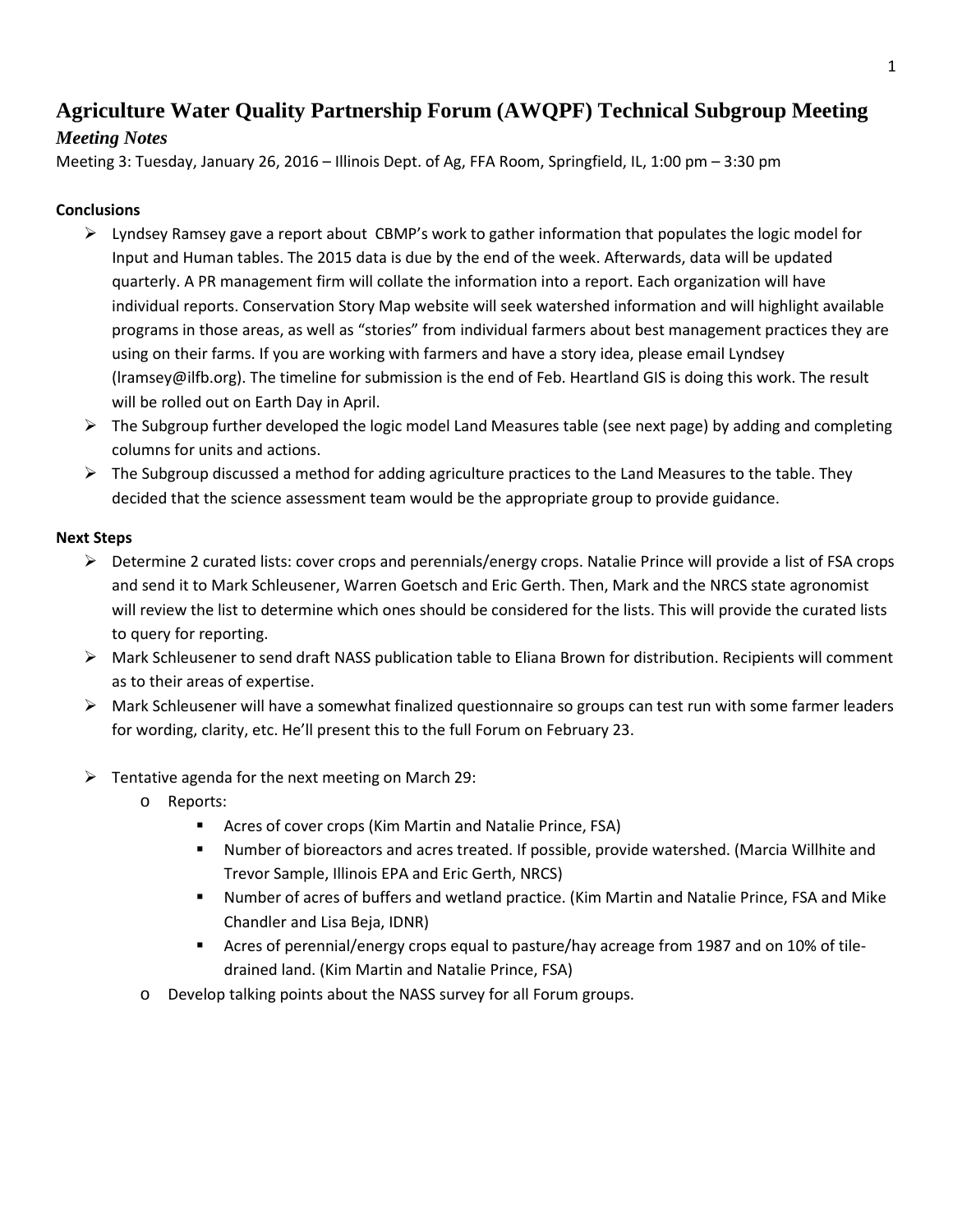# Agriculture Water Quality Partnership Forum (AWQPF) Technical Subgroup Meeting

## *Meeting Notes*

Meeting 3: Tuesday, January 26, 2016 – Illinois Dept. of Ag, FFA Room, Springfield, IL, 1:00 pm – 3:30 pm

**Conclusions**

- Lyndsey Ramsey gave a report about CBMP's work to gather information that populates the logic model for Input and Human tables. The 2015 data is due by the end of the week. Afterwards, data will be updated quarterly. A PR management firm will collate the information into a report. Each organization will have individual reports. Conservation Story Map website will seek watershed information and will highlight available programs in those areas, as well as "stories" from individual farmers about best management practices they are using on their farms. If you are working with farmers and have a story idea, please email Lyndsey (lramsey@ilfb.org). The timeline for submission is the end of Feb. Heartland GIS is doing this work. The result will be rolled out on Earth Day in April.
- The Subgroup further developed the logic model Land Measures table (see next page) by adding and completing columns for units and actions.
- The Subgroup discussed a method for adding agriculture practices to the Land Measures to the table. They decided that the science assessment team would be the appropriate group to provide guidance.

**Next Steps**

- Determine 2 curated lists: cover crops and perennials/energy crops. Natalie Prince will provide a list of FSA crops and send it to Mark Schleusener, Warren Goetsch and Eric Gerth. Then, Mark and the NRCS state agronomist will review the list to determine which ones should be considered for the lists. This will provide the curated lists to query for reporting.
- Mark Schleusener to send draft NASS publication table to Eliana Brown for distribution. Recipients will comment as to their areas of expertise.
- Mark Schleusener will have a somewhat finalized questionnaire so groups can test run with some farmer leaders for wording, clarity, etc. He'll present this to the full Forum on February 23.
- Tentative agenda for the next meeting on March 29:
  - Reports:
    - Acres of cover crops (Kim Martin and Natalie Prince, FSA)
    - Number of bioreactors and acres treated. If possible, provide watershed. (Marcia Willhite and Trevor Sample, Illinois EPA and Eric Gerth, NRCS)
    - Number of acres of buffers and wetland practice. (Kim Martin and Natalie Prince, FSA and Mike Chandler and Lisa Beja, IDNR)
    - Acres of perennial/energy crops equal to pasture/hay acreage from 1987 and on 10% of tile-drained land. (Kim Martin and Natalie Prince, FSA)
  - Develop talking points about the NASS survey for all Forum groups.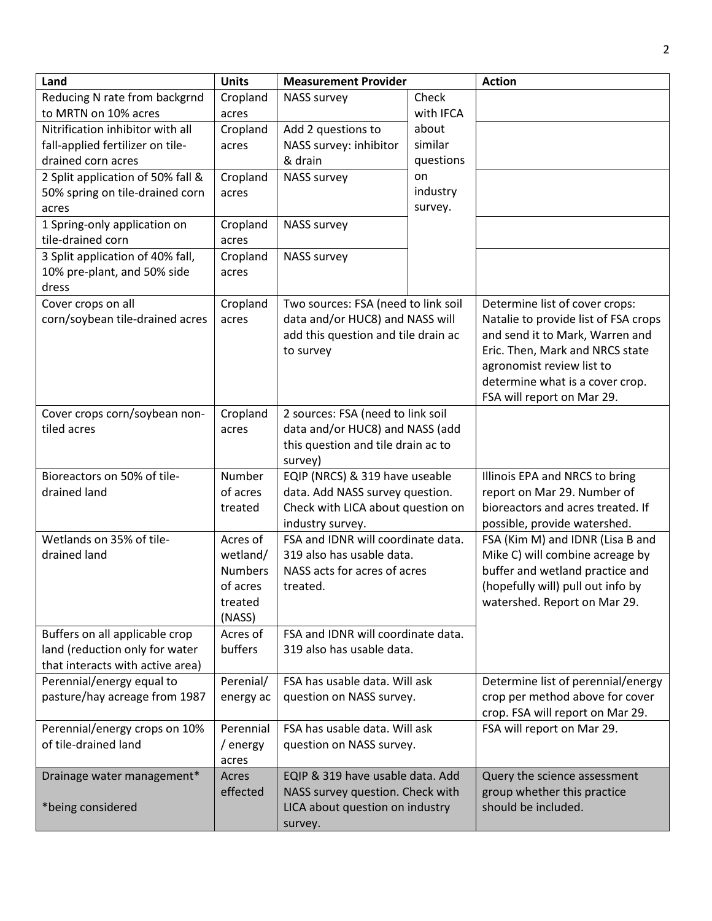| Land | Units | Measurement Provider | | Action |
|---|---|---|---|---|
| Reducing N rate from backgrnd to MRTN on 10% acres | Cropland acres | NASS survey | Check with IFCA about similar questions on industry survey. | |
| Nitrification inhibitor with all fall-applied fertilizer on tile-drained corn acres | Cropland acres | Add 2 questions to NASS survey: inhibitor & drain | | |
| 2 Split application of 50% fall & 50% spring on tile-drained corn acres | Cropland acres | NASS survey | | |
| 1 Spring-only application on tile-drained corn | Cropland acres | NASS survey | | |
| 3 Split application of 40% fall, 10% pre-plant, and 50% side dress | Cropland acres | NASS survey | | |
| Cover crops on all corn/soybean tile-drained acres | Cropland acres | Two sources: FSA (need to link soil data and/or HUC8) and NASS will add this question and tile drain ac to survey | | Determine list of cover crops: Natalie to provide list of FSA crops and send it to Mark, Warren and Eric. Then, Mark and NRCS state agronomist review list to determine what is a cover crop. FSA will report on Mar 29. |
| Cover crops corn/soybean non-tiled acres | Cropland acres | 2 sources: FSA (need to link soil data and/or HUC8) and NASS (add this question and tile drain ac to survey) | | |
| Bioreactors on 50% of tile-drained land | Number of acres treated | EQIP (NRCS) & 319 have useable data. Add NASS survey question. Check with LICA about question on industry survey. | | Illinois EPA and NRCS to bring report on Mar 29. Number of bioreactors and acres treated. If possible, provide watershed. |
| Wetlands on 35% of tile-drained land | Acres of wetland/ Numbers of acres treated (NASS) | FSA and IDNR will coordinate data. 319 also has usable data. NASS acts for acres of acres treated. | | FSA (Kim M) and IDNR (Lisa B and Mike C) will combine acreage by buffer and wetland practice and (hopefully will) pull out info by watershed. Report on Mar 29. |
| Buffers on all applicable crop land (reduction only for water that interacts with active area) | Acres of buffers | FSA and IDNR will coordinate data. 319 also has usable data. | | |
| Perennial/energy equal to pasture/hay acreage from 1987 | Perenial/ energy ac | FSA has usable data. Will ask question on NASS survey. | | Determine list of perennial/energy crop per method above for cover crop. FSA will report on Mar 29. |
| Perennial/energy crops on 10% of tile-drained land | Perennial / energy acres | FSA has usable data. Will ask question on NASS survey. | | FSA will report on Mar 29. |
| Drainage water management*<br><br>*being considered | Acres effected | EQIP & 319 have usable data. Add NASS survey question. Check with LICA about question on industry survey. | | Query the science assessment group whether this practice should be included. |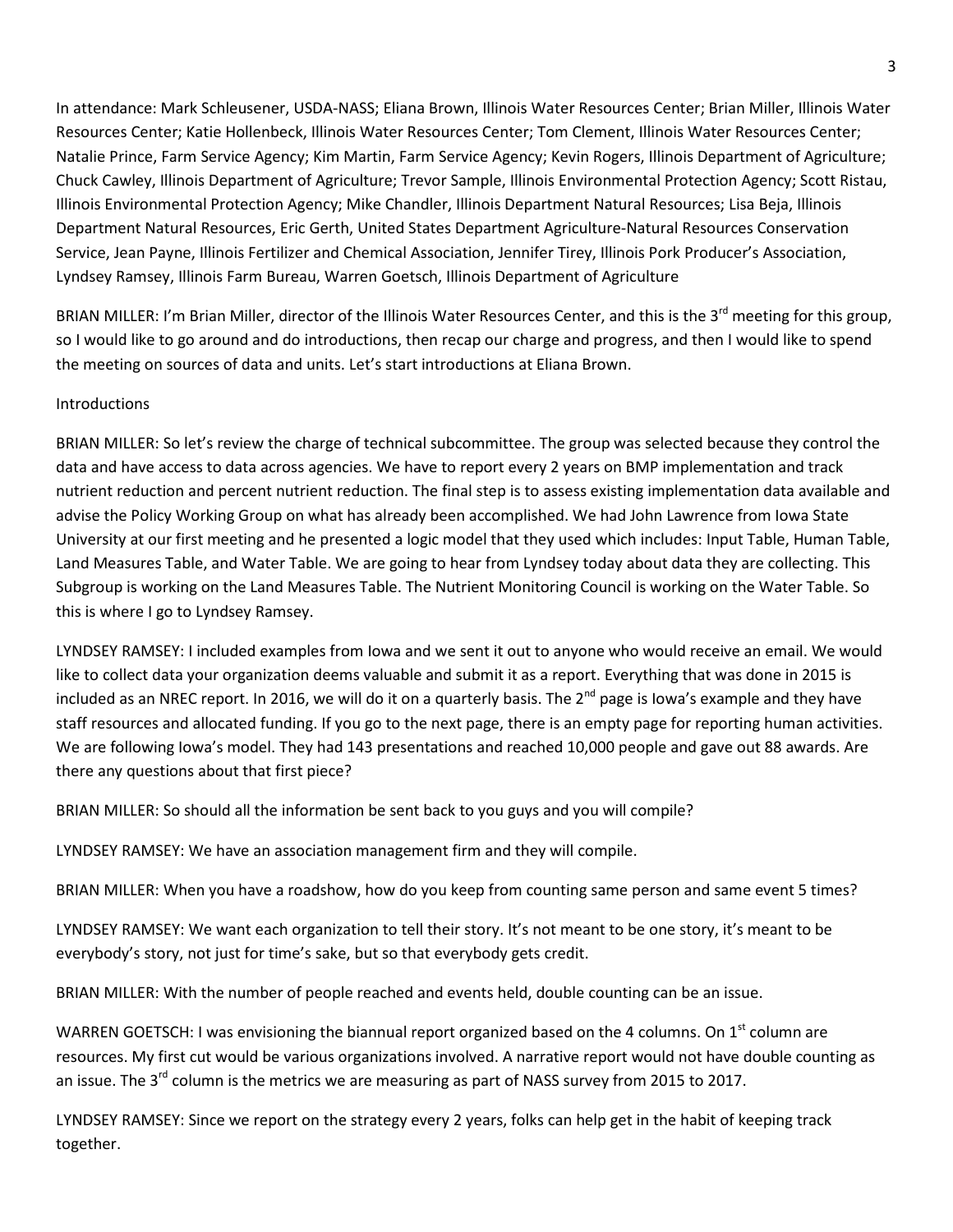In attendance: Mark Schleusener, USDA-NASS; Eliana Brown, Illinois Water Resources Center; Brian Miller, Illinois Water Resources Center; Katie Hollenbeck, Illinois Water Resources Center; Tom Clement, Illinois Water Resources Center; Natalie Prince, Farm Service Agency; Kim Martin, Farm Service Agency; Kevin Rogers, Illinois Department of Agriculture; Chuck Cawley, Illinois Department of Agriculture; Trevor Sample, Illinois Environmental Protection Agency; Scott Ristau, Illinois Environmental Protection Agency; Mike Chandler, Illinois Department Natural Resources; Lisa Beja, Illinois Department Natural Resources, Eric Gerth, United States Department Agriculture-Natural Resources Conservation Service, Jean Payne, Illinois Fertilizer and Chemical Association, Jennifer Tirey, Illinois Pork Producer's Association, Lyndsey Ramsey, Illinois Farm Bureau, Warren Goetsch, Illinois Department of Agriculture

BRIAN MILLER: I'm Brian Miller, director of the Illinois Water Resources Center, and this is the 3rd meeting for this group, so I would like to go around and do introductions, then recap our charge and progress, and then I would like to spend the meeting on sources of data and units. Let's start introductions at Eliana Brown.

Introductions

BRIAN MILLER: So let's review the charge of technical subcommittee. The group was selected because they control the data and have access to data across agencies. We have to report every 2 years on BMP implementation and track nutrient reduction and percent nutrient reduction. The final step is to assess existing implementation data available and advise the Policy Working Group on what has already been accomplished. We had John Lawrence from Iowa State University at our first meeting and he presented a logic model that they used which includes: Input Table, Human Table, Land Measures Table, and Water Table. We are going to hear from Lyndsey today about data they are collecting. This Subgroup is working on the Land Measures Table. The Nutrient Monitoring Council is working on the Water Table. So this is where I go to Lyndsey Ramsey.

LYNDSEY RAMSEY: I included examples from Iowa and we sent it out to anyone who would receive an email. We would like to collect data your organization deems valuable and submit it as a report. Everything that was done in 2015 is included as an NREC report. In 2016, we will do it on a quarterly basis. The 2nd page is Iowa's example and they have staff resources and allocated funding. If you go to the next page, there is an empty page for reporting human activities. We are following Iowa's model. They had 143 presentations and reached 10,000 people and gave out 88 awards. Are there any questions about that first piece?

BRIAN MILLER: So should all the information be sent back to you guys and you will compile?

LYNDSEY RAMSEY: We have an association management firm and they will compile.

BRIAN MILLER: When you have a roadshow, how do you keep from counting same person and same event 5 times?

LYNDSEY RAMSEY: We want each organization to tell their story. It's not meant to be one story, it's meant to be everybody's story, not just for time's sake, but so that everybody gets credit.

BRIAN MILLER: With the number of people reached and events held, double counting can be an issue.

WARREN GOETSCH: I was envisioning the biannual report organized based on the 4 columns. On 1st column are resources. My first cut would be various organizations involved. A narrative report would not have double counting as an issue. The 3rd column is the metrics we are measuring as part of NASS survey from 2015 to 2017.

LYNDSEY RAMSEY: Since we report on the strategy every 2 years, folks can help get in the habit of keeping track together.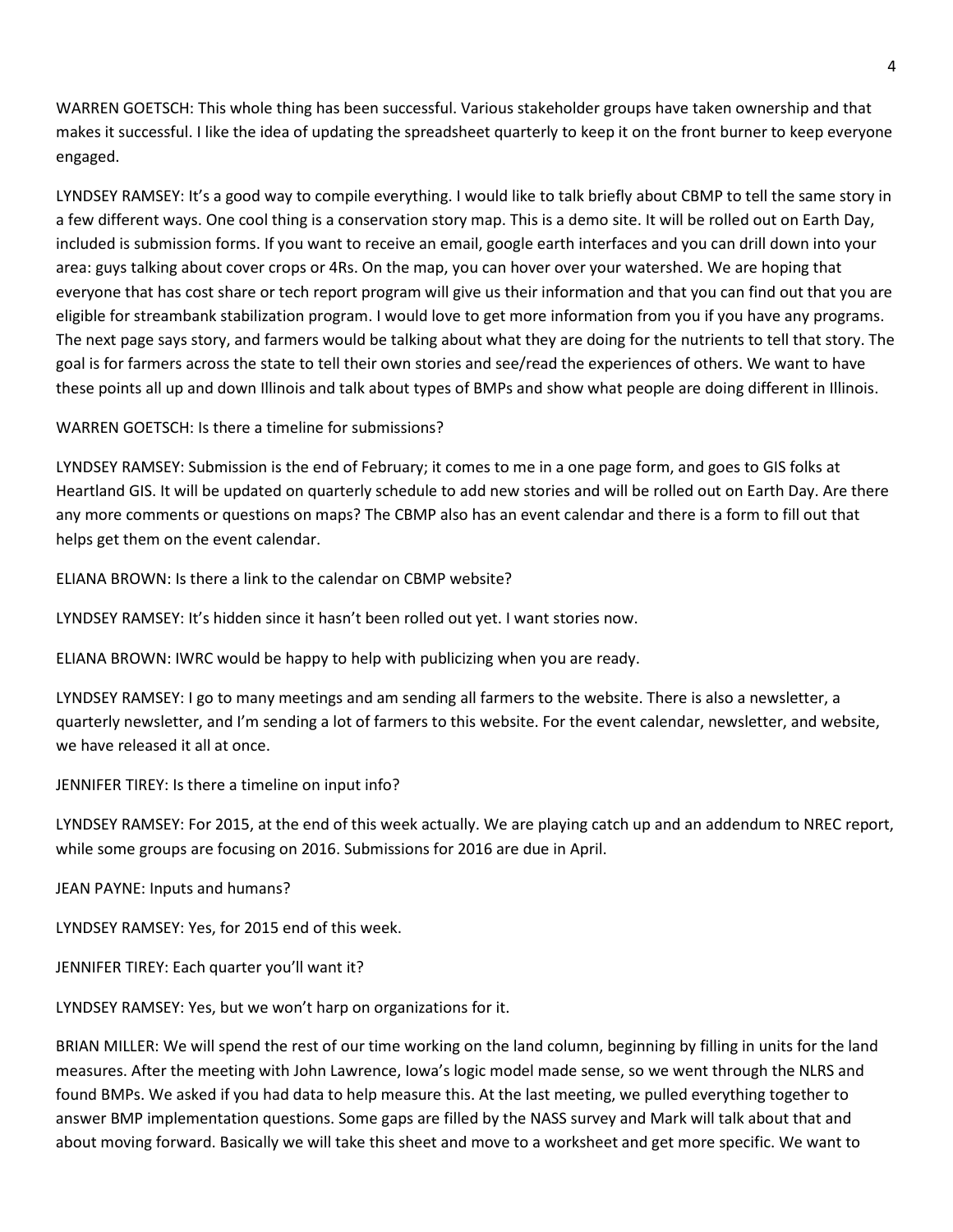WARREN GOETSCH: This whole thing has been successful. Various stakeholder groups have taken ownership and that makes it successful. I like the idea of updating the spreadsheet quarterly to keep it on the front burner to keep everyone engaged.

LYNDSEY RAMSEY: It's a good way to compile everything. I would like to talk briefly about CBMP to tell the same story in a few different ways. One cool thing is a conservation story map. This is a demo site. It will be rolled out on Earth Day, included is submission forms. If you want to receive an email, google earth interfaces and you can drill down into your area: guys talking about cover crops or 4Rs. On the map, you can hover over your watershed. We are hoping that everyone that has cost share or tech report program will give us their information and that you can find out that you are eligible for streambank stabilization program. I would love to get more information from you if you have any programs. The next page says story, and farmers would be talking about what they are doing for the nutrients to tell that story. The goal is for farmers across the state to tell their own stories and see/read the experiences of others. We want to have these points all up and down Illinois and talk about types of BMPs and show what people are doing different in Illinois.

WARREN GOETSCH: Is there a timeline for submissions?

LYNDSEY RAMSEY: Submission is the end of February; it comes to me in a one page form, and goes to GIS folks at Heartland GIS. It will be updated on quarterly schedule to add new stories and will be rolled out on Earth Day. Are there any more comments or questions on maps? The CBMP also has an event calendar and there is a form to fill out that helps get them on the event calendar.

ELIANA BROWN: Is there a link to the calendar on CBMP website?

LYNDSEY RAMSEY: It's hidden since it hasn't been rolled out yet. I want stories now.

ELIANA BROWN: IWRC would be happy to help with publicizing when you are ready.

LYNDSEY RAMSEY: I go to many meetings and am sending all farmers to the website. There is also a newsletter, a quarterly newsletter, and I'm sending a lot of farmers to this website. For the event calendar, newsletter, and website, we have released it all at once.

JENNIFER TIREY: Is there a timeline on input info?

LYNDSEY RAMSEY: For 2015, at the end of this week actually. We are playing catch up and an addendum to NREC report, while some groups are focusing on 2016. Submissions for 2016 are due in April.

JEAN PAYNE: Inputs and humans?

LYNDSEY RAMSEY: Yes, for 2015 end of this week.

JENNIFER TIREY: Each quarter you'll want it?

LYNDSEY RAMSEY: Yes, but we won't harp on organizations for it.

BRIAN MILLER: We will spend the rest of our time working on the land column, beginning by filling in units for the land measures. After the meeting with John Lawrence, Iowa's logic model made sense, so we went through the NLRS and found BMPs. We asked if you had data to help measure this. At the last meeting, we pulled everything together to answer BMP implementation questions. Some gaps are filled by the NASS survey and Mark will talk about that and about moving forward. Basically we will take this sheet and move to a worksheet and get more specific. We want to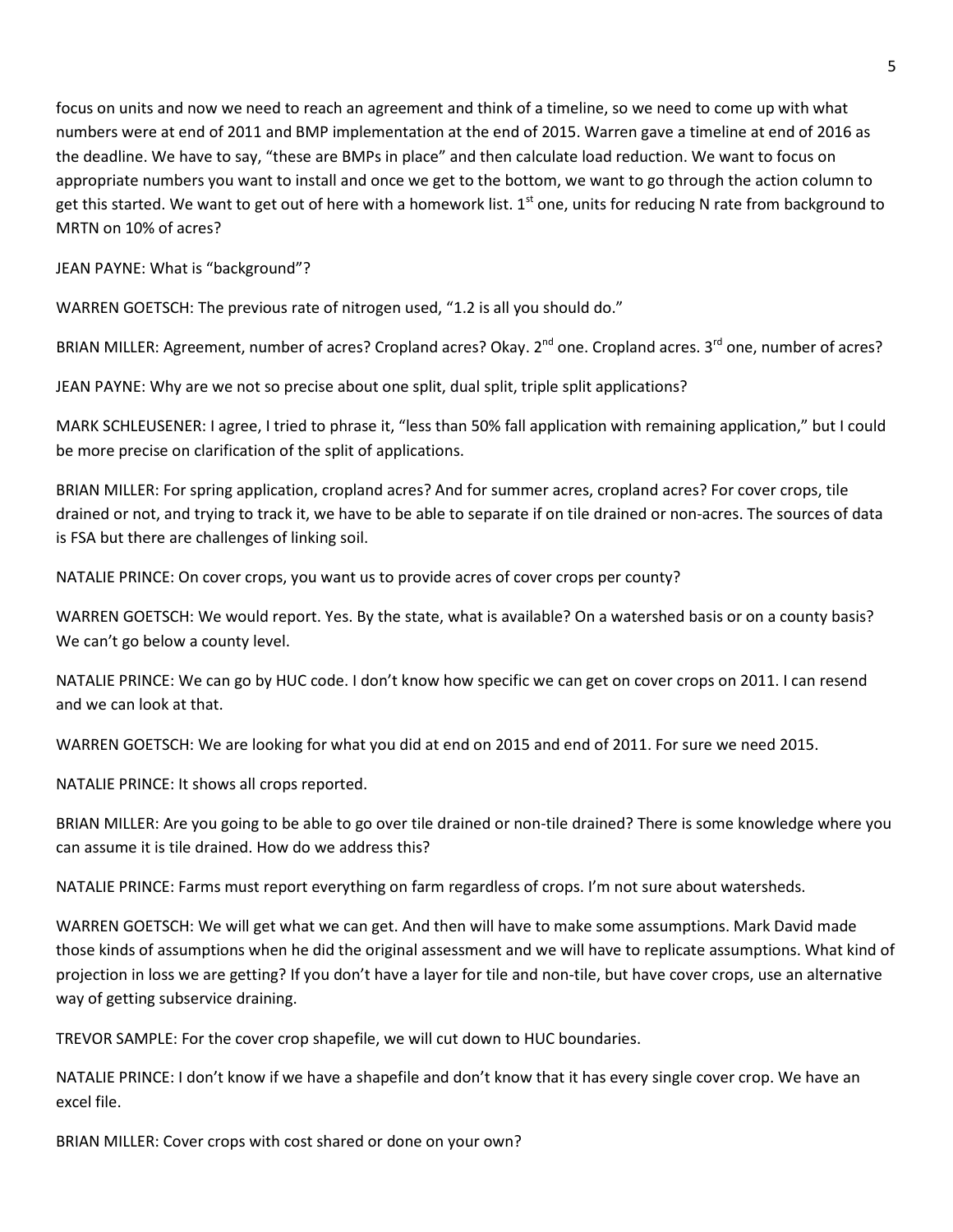focus on units and now we need to reach an agreement and think of a timeline, so we need to come up with what numbers were at end of 2011 and BMP implementation at the end of 2015. Warren gave a timeline at end of 2016 as the deadline. We have to say, "these are BMPs in place" and then calculate load reduction. We want to focus on appropriate numbers you want to install and once we get to the bottom, we want to go through the action column to get this started. We want to get out of here with a homework list. 1st one, units for reducing N rate from background to MRTN on 10% of acres?

JEAN PAYNE: What is "background"?

WARREN GOETSCH: The previous rate of nitrogen used, "1.2 is all you should do."

BRIAN MILLER: Agreement, number of acres? Cropland acres? Okay. 2nd one. Cropland acres. 3rd one, number of acres?

JEAN PAYNE: Why are we not so precise about one split, dual split, triple split applications?

MARK SCHLEUSENER: I agree, I tried to phrase it, "less than 50% fall application with remaining application," but I could be more precise on clarification of the split of applications.

BRIAN MILLER: For spring application, cropland acres? And for summer acres, cropland acres? For cover crops, tile drained or not, and trying to track it, we have to be able to separate if on tile drained or non-acres. The sources of data is FSA but there are challenges of linking soil.

NATALIE PRINCE: On cover crops, you want us to provide acres of cover crops per county?

WARREN GOETSCH: We would report. Yes. By the state, what is available? On a watershed basis or on a county basis? We can't go below a county level.

NATALIE PRINCE: We can go by HUC code. I don't know how specific we can get on cover crops on 2011. I can resend and we can look at that.

WARREN GOETSCH: We are looking for what you did at end on 2015 and end of 2011. For sure we need 2015.

NATALIE PRINCE: It shows all crops reported.

BRIAN MILLER: Are you going to be able to go over tile drained or non-tile drained? There is some knowledge where you can assume it is tile drained. How do we address this?

NATALIE PRINCE: Farms must report everything on farm regardless of crops. I'm not sure about watersheds.

WARREN GOETSCH: We will get what we can get. And then will have to make some assumptions. Mark David made those kinds of assumptions when he did the original assessment and we will have to replicate assumptions. What kind of projection in loss we are getting? If you don't have a layer for tile and non-tile, but have cover crops, use an alternative way of getting subservice draining.

TREVOR SAMPLE: For the cover crop shapefile, we will cut down to HUC boundaries.

NATALIE PRINCE: I don't know if we have a shapefile and don't know that it has every single cover crop. We have an excel file.

BRIAN MILLER: Cover crops with cost shared or done on your own?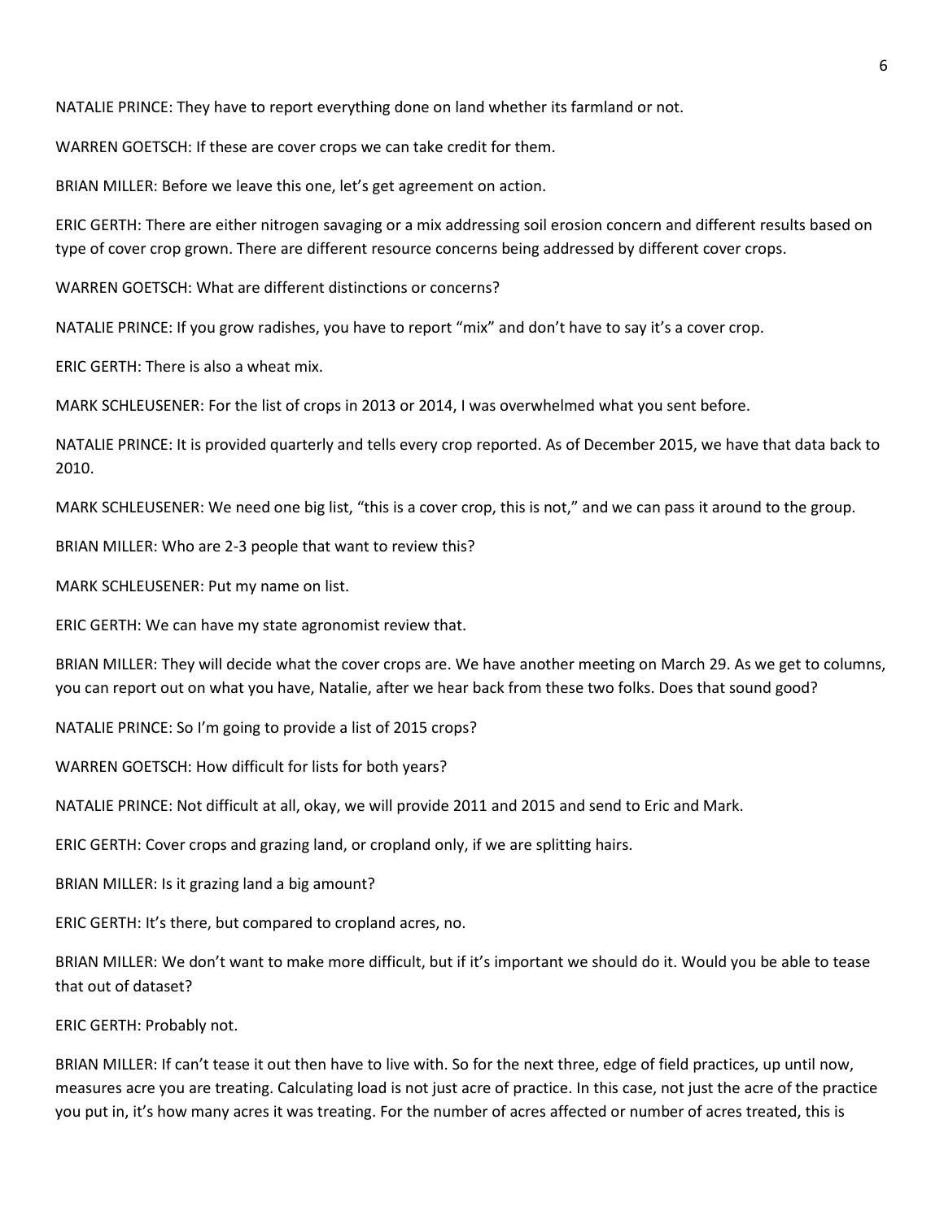NATALIE PRINCE: They have to report everything done on land whether its farmland or not.

WARREN GOETSCH: If these are cover crops we can take credit for them.

BRIAN MILLER: Before we leave this one, let's get agreement on action.

ERIC GERTH: There are either nitrogen savaging or a mix addressing soil erosion concern and different results based on type of cover crop grown. There are different resource concerns being addressed by different cover crops.

WARREN GOETSCH: What are different distinctions or concerns?

NATALIE PRINCE: If you grow radishes, you have to report "mix" and don't have to say it's a cover crop.

ERIC GERTH: There is also a wheat mix.

MARK SCHLEUSENER: For the list of crops in 2013 or 2014, I was overwhelmed what you sent before.

NATALIE PRINCE: It is provided quarterly and tells every crop reported. As of December 2015, we have that data back to 2010.

MARK SCHLEUSENER: We need one big list, "this is a cover crop, this is not," and we can pass it around to the group.

BRIAN MILLER: Who are 2-3 people that want to review this?

MARK SCHLEUSENER: Put my name on list.

ERIC GERTH: We can have my state agronomist review that.

BRIAN MILLER: They will decide what the cover crops are. We have another meeting on March 29. As we get to columns, you can report out on what you have, Natalie, after we hear back from these two folks. Does that sound good?

NATALIE PRINCE: So I'm going to provide a list of 2015 crops?

WARREN GOETSCH: How difficult for lists for both years?

NATALIE PRINCE: Not difficult at all, okay, we will provide 2011 and 2015 and send to Eric and Mark.

ERIC GERTH: Cover crops and grazing land, or cropland only, if we are splitting hairs.

BRIAN MILLER: Is it grazing land a big amount?

ERIC GERTH: It's there, but compared to cropland acres, no.

BRIAN MILLER: We don't want to make more difficult, but if it's important we should do it. Would you be able to tease that out of dataset?

ERIC GERTH: Probably not.

BRIAN MILLER: If can't tease it out then have to live with. So for the next three, edge of field practices, up until now, measures acre you are treating. Calculating load is not just acre of practice. In this case, not just the acre of the practice you put in, it's how many acres it was treating. For the number of acres affected or number of acres treated, this is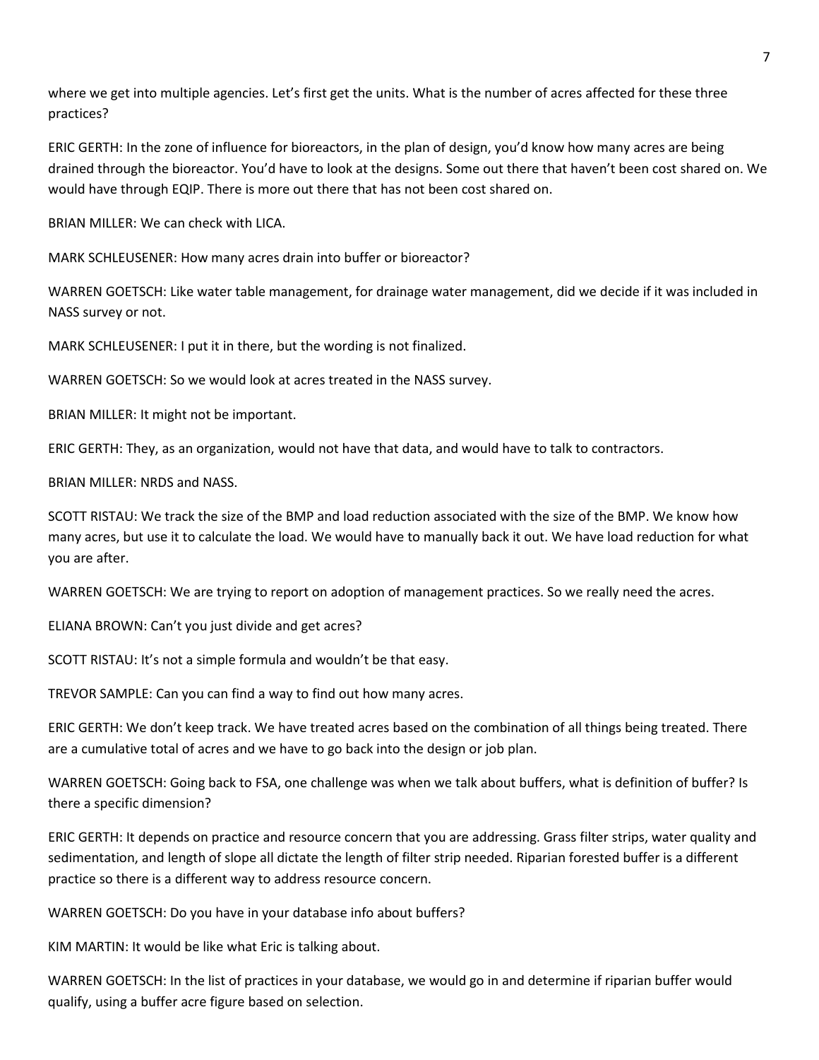where we get into multiple agencies. Let's first get the units. What is the number of acres affected for these three practices?

ERIC GERTH: In the zone of influence for bioreactors, in the plan of design, you'd know how many acres are being drained through the bioreactor. You'd have to look at the designs. Some out there that haven't been cost shared on. We would have through EQIP. There is more out there that has not been cost shared on.

BRIAN MILLER: We can check with LICA.

MARK SCHLEUSENER: How many acres drain into buffer or bioreactor?

WARREN GOETSCH: Like water table management, for drainage water management, did we decide if it was included in NASS survey or not.

MARK SCHLEUSENER: I put it in there, but the wording is not finalized.

WARREN GOETSCH: So we would look at acres treated in the NASS survey.

BRIAN MILLER: It might not be important.

ERIC GERTH: They, as an organization, would not have that data, and would have to talk to contractors.

BRIAN MILLER: NRDS and NASS.

SCOTT RISTAU: We track the size of the BMP and load reduction associated with the size of the BMP. We know how many acres, but use it to calculate the load. We would have to manually back it out. We have load reduction for what you are after.

WARREN GOETSCH: We are trying to report on adoption of management practices. So we really need the acres.

ELIANA BROWN: Can't you just divide and get acres?

SCOTT RISTAU: It's not a simple formula and wouldn't be that easy.

TREVOR SAMPLE: Can you can find a way to find out how many acres.

ERIC GERTH: We don't keep track. We have treated acres based on the combination of all things being treated. There are a cumulative total of acres and we have to go back into the design or job plan.

WARREN GOETSCH: Going back to FSA, one challenge was when we talk about buffers, what is definition of buffer? Is there a specific dimension?

ERIC GERTH: It depends on practice and resource concern that you are addressing. Grass filter strips, water quality and sedimentation, and length of slope all dictate the length of filter strip needed. Riparian forested buffer is a different practice so there is a different way to address resource concern.

WARREN GOETSCH: Do you have in your database info about buffers?

KIM MARTIN: It would be like what Eric is talking about.

WARREN GOETSCH: In the list of practices in your database, we would go in and determine if riparian buffer would qualify, using a buffer acre figure based on selection.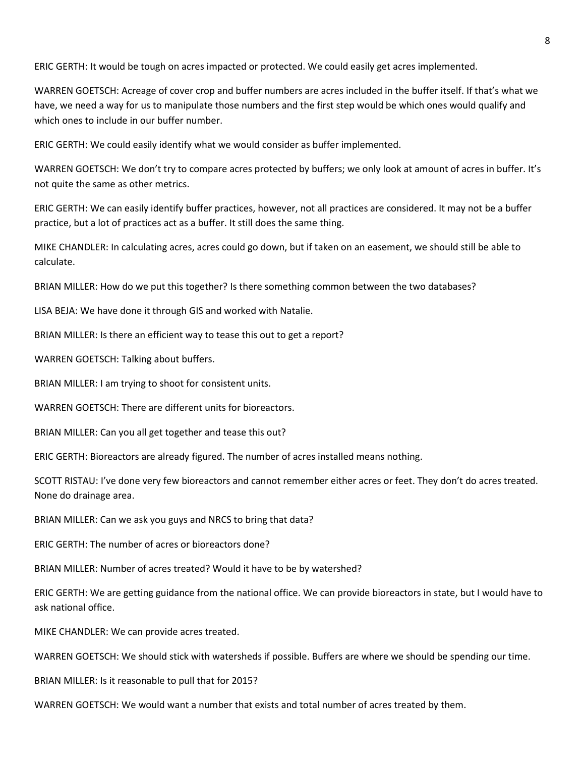ERIC GERTH: It would be tough on acres impacted or protected. We could easily get acres implemented.

WARREN GOETSCH: Acreage of cover crop and buffer numbers are acres included in the buffer itself. If that's what we have, we need a way for us to manipulate those numbers and the first step would be which ones would qualify and which ones to include in our buffer number.

ERIC GERTH: We could easily identify what we would consider as buffer implemented.

WARREN GOETSCH: We don't try to compare acres protected by buffers; we only look at amount of acres in buffer. It's not quite the same as other metrics.

ERIC GERTH: We can easily identify buffer practices, however, not all practices are considered. It may not be a buffer practice, but a lot of practices act as a buffer. It still does the same thing.

MIKE CHANDLER: In calculating acres, acres could go down, but if taken on an easement, we should still be able to calculate.

BRIAN MILLER: How do we put this together? Is there something common between the two databases?

LISA BEJA: We have done it through GIS and worked with Natalie.

BRIAN MILLER: Is there an efficient way to tease this out to get a report?

WARREN GOETSCH: Talking about buffers.

BRIAN MILLER: I am trying to shoot for consistent units.

WARREN GOETSCH: There are different units for bioreactors.

BRIAN MILLER: Can you all get together and tease this out?

ERIC GERTH: Bioreactors are already figured. The number of acres installed means nothing.

SCOTT RISTAU: I've done very few bioreactors and cannot remember either acres or feet. They don't do acres treated. None do drainage area.

BRIAN MILLER: Can we ask you guys and NRCS to bring that data?

ERIC GERTH: The number of acres or bioreactors done?

BRIAN MILLER: Number of acres treated? Would it have to be by watershed?

ERIC GERTH: We are getting guidance from the national office. We can provide bioreactors in state, but I would have to ask national office.

MIKE CHANDLER: We can provide acres treated.

WARREN GOETSCH: We should stick with watersheds if possible. Buffers are where we should be spending our time.

BRIAN MILLER: Is it reasonable to pull that for 2015?

WARREN GOETSCH: We would want a number that exists and total number of acres treated by them.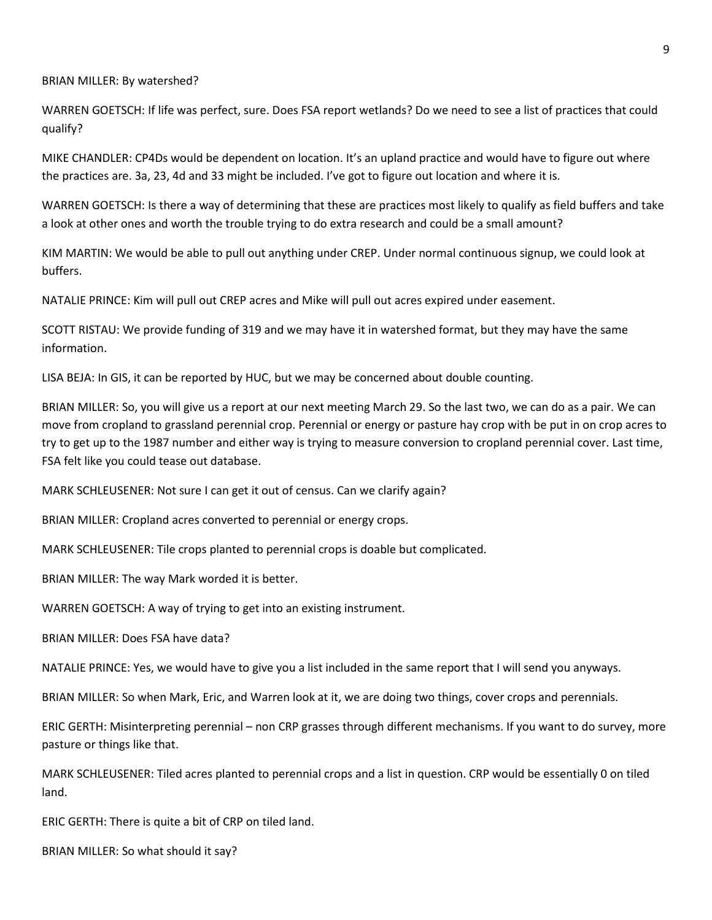BRIAN MILLER: By watershed?

WARREN GOETSCH: If life was perfect, sure. Does FSA report wetlands? Do we need to see a list of practices that could qualify?

MIKE CHANDLER: CP4Ds would be dependent on location. It's an upland practice and would have to figure out where the practices are. 3a, 23, 4d and 33 might be included. I've got to figure out location and where it is.

WARREN GOETSCH: Is there a way of determining that these are practices most likely to qualify as field buffers and take a look at other ones and worth the trouble trying to do extra research and could be a small amount?

KIM MARTIN: We would be able to pull out anything under CREP. Under normal continuous signup, we could look at buffers.

NATALIE PRINCE: Kim will pull out CREP acres and Mike will pull out acres expired under easement.

SCOTT RISTAU: We provide funding of 319 and we may have it in watershed format, but they may have the same information.

LISA BEJA: In GIS, it can be reported by HUC, but we may be concerned about double counting.

BRIAN MILLER: So, you will give us a report at our next meeting March 29. So the last two, we can do as a pair. We can move from cropland to grassland perennial crop. Perennial or energy or pasture hay crop with be put in on crop acres to try to get up to the 1987 number and either way is trying to measure conversion to cropland perennial cover. Last time, FSA felt like you could tease out database.

MARK SCHLEUSENER: Not sure I can get it out of census. Can we clarify again?

BRIAN MILLER: Cropland acres converted to perennial or energy crops.

MARK SCHLEUSENER: Tile crops planted to perennial crops is doable but complicated.

BRIAN MILLER: The way Mark worded it is better.

WARREN GOETSCH: A way of trying to get into an existing instrument.

BRIAN MILLER: Does FSA have data?

NATALIE PRINCE: Yes, we would have to give you a list included in the same report that I will send you anyways.

BRIAN MILLER: So when Mark, Eric, and Warren look at it, we are doing two things, cover crops and perennials.

ERIC GERTH: Misinterpreting perennial – non CRP grasses through different mechanisms. If you want to do survey, more pasture or things like that.

MARK SCHLEUSENER: Tiled acres planted to perennial crops and a list in question. CRP would be essentially 0 on tiled land.

ERIC GERTH: There is quite a bit of CRP on tiled land.

BRIAN MILLER: So what should it say?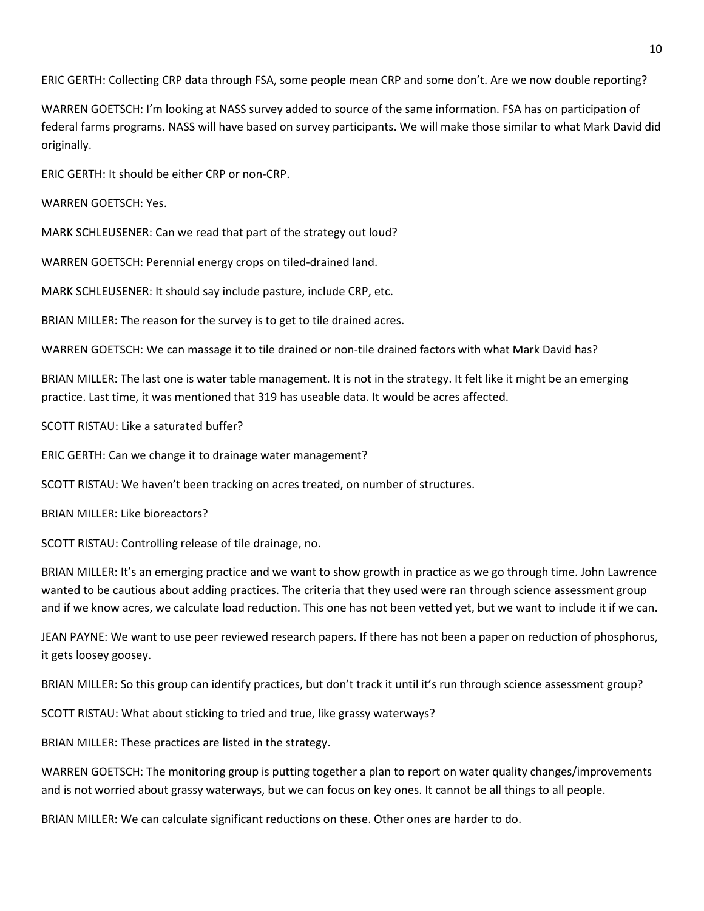ERIC GERTH: Collecting CRP data through FSA, some people mean CRP and some don't. Are we now double reporting?

WARREN GOETSCH: I'm looking at NASS survey added to source of the same information. FSA has on participation of federal farms programs. NASS will have based on survey participants. We will make those similar to what Mark David did originally.

ERIC GERTH: It should be either CRP or non-CRP.

WARREN GOETSCH: Yes.

MARK SCHLEUSENER: Can we read that part of the strategy out loud?

WARREN GOETSCH: Perennial energy crops on tiled-drained land.

MARK SCHLEUSENER: It should say include pasture, include CRP, etc.

BRIAN MILLER: The reason for the survey is to get to tile drained acres.

WARREN GOETSCH: We can massage it to tile drained or non-tile drained factors with what Mark David has?

BRIAN MILLER: The last one is water table management. It is not in the strategy. It felt like it might be an emerging practice. Last time, it was mentioned that 319 has useable data. It would be acres affected.

SCOTT RISTAU: Like a saturated buffer?

ERIC GERTH: Can we change it to drainage water management?

SCOTT RISTAU: We haven't been tracking on acres treated, on number of structures.

BRIAN MILLER: Like bioreactors?

SCOTT RISTAU: Controlling release of tile drainage, no.

BRIAN MILLER: It's an emerging practice and we want to show growth in practice as we go through time. John Lawrence wanted to be cautious about adding practices. The criteria that they used were ran through science assessment group and if we know acres, we calculate load reduction. This one has not been vetted yet, but we want to include it if we can.

JEAN PAYNE: We want to use peer reviewed research papers. If there has not been a paper on reduction of phosphorus, it gets loosey goosey.

BRIAN MILLER: So this group can identify practices, but don't track it until it's run through science assessment group?

SCOTT RISTAU: What about sticking to tried and true, like grassy waterways?

BRIAN MILLER: These practices are listed in the strategy.

WARREN GOETSCH: The monitoring group is putting together a plan to report on water quality changes/improvements and is not worried about grassy waterways, but we can focus on key ones. It cannot be all things to all people.

BRIAN MILLER: We can calculate significant reductions on these. Other ones are harder to do.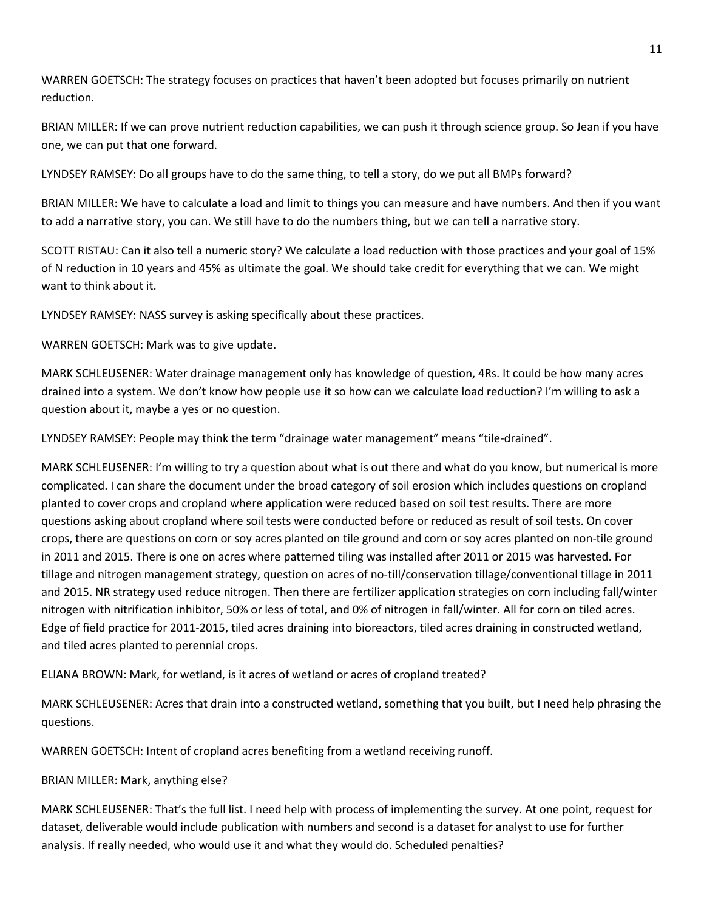WARREN GOETSCH: The strategy focuses on practices that haven't been adopted but focuses primarily on nutrient reduction.

BRIAN MILLER: If we can prove nutrient reduction capabilities, we can push it through science group. So Jean if you have one, we can put that one forward.

LYNDSEY RAMSEY: Do all groups have to do the same thing, to tell a story, do we put all BMPs forward?

BRIAN MILLER: We have to calculate a load and limit to things you can measure and have numbers. And then if you want to add a narrative story, you can. We still have to do the numbers thing, but we can tell a narrative story.

SCOTT RISTAU: Can it also tell a numeric story? We calculate a load reduction with those practices and your goal of 15% of N reduction in 10 years and 45% as ultimate the goal. We should take credit for everything that we can. We might want to think about it.

LYNDSEY RAMSEY: NASS survey is asking specifically about these practices.

WARREN GOETSCH: Mark was to give update.

MARK SCHLEUSENER: Water drainage management only has knowledge of question, 4Rs. It could be how many acres drained into a system. We don't know how people use it so how can we calculate load reduction? I'm willing to ask a question about it, maybe a yes or no question.

LYNDSEY RAMSEY: People may think the term "drainage water management" means "tile-drained".

MARK SCHLEUSENER: I'm willing to try a question about what is out there and what do you know, but numerical is more complicated. I can share the document under the broad category of soil erosion which includes questions on cropland planted to cover crops and cropland where application were reduced based on soil test results. There are more questions asking about cropland where soil tests were conducted before or reduced as result of soil tests. On cover crops, there are questions on corn or soy acres planted on tile ground and corn or soy acres planted on non-tile ground in 2011 and 2015. There is one on acres where patterned tiling was installed after 2011 or 2015 was harvested. For tillage and nitrogen management strategy, question on acres of no-till/conservation tillage/conventional tillage in 2011 and 2015. NR strategy used reduce nitrogen. Then there are fertilizer application strategies on corn including fall/winter nitrogen with nitrification inhibitor, 50% or less of total, and 0% of nitrogen in fall/winter. All for corn on tiled acres. Edge of field practice for 2011-2015, tiled acres draining into bioreactors, tiled acres draining in constructed wetland, and tiled acres planted to perennial crops.

ELIANA BROWN: Mark, for wetland, is it acres of wetland or acres of cropland treated?

MARK SCHLEUSENER: Acres that drain into a constructed wetland, something that you built, but I need help phrasing the questions.

WARREN GOETSCH: Intent of cropland acres benefiting from a wetland receiving runoff.

BRIAN MILLER: Mark, anything else?

MARK SCHLEUSENER: That's the full list. I need help with process of implementing the survey. At one point, request for dataset, deliverable would include publication with numbers and second is a dataset for analyst to use for further analysis. If really needed, who would use it and what they would do. Scheduled penalties?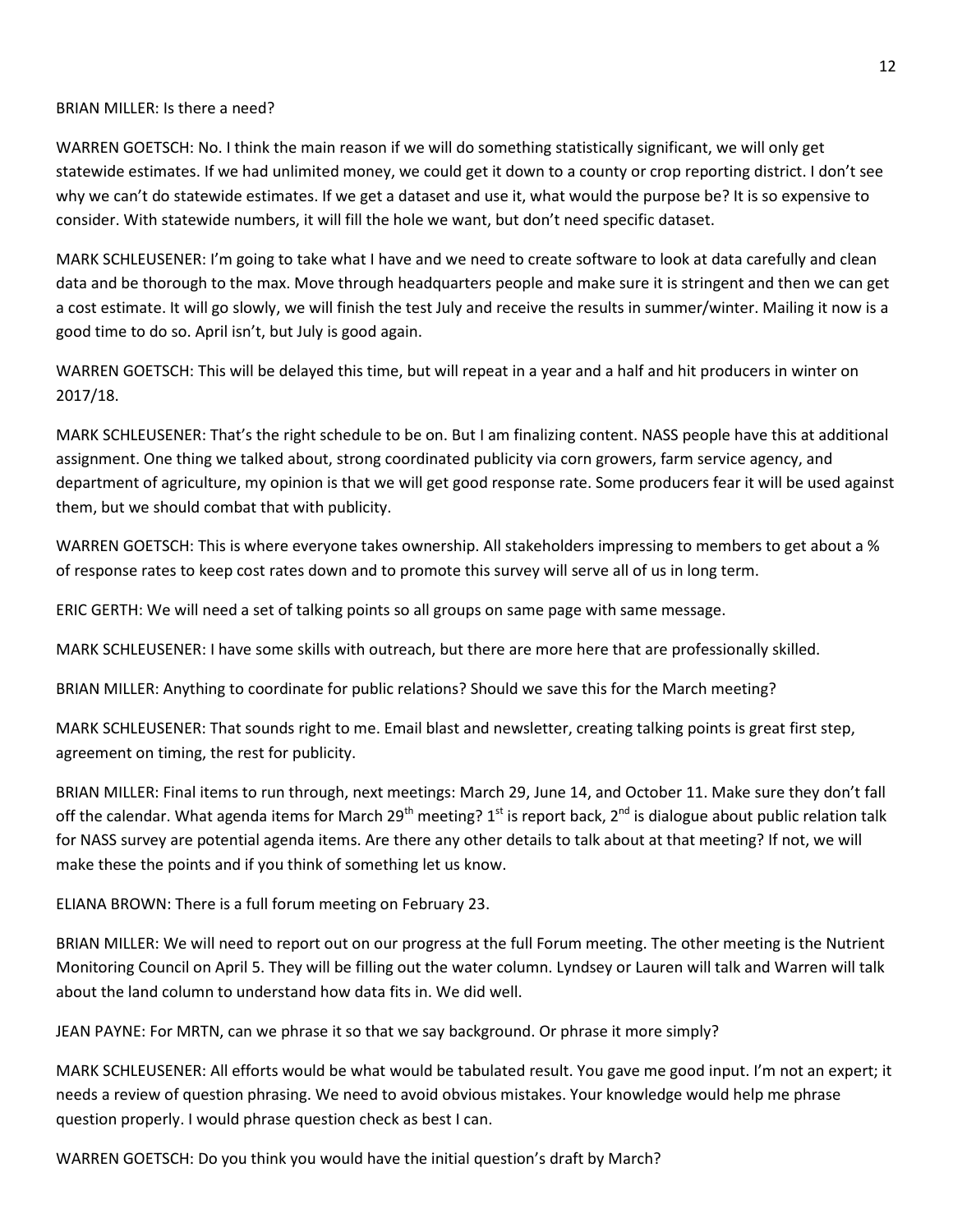BRIAN MILLER: Is there a need?

WARREN GOETSCH: No. I think the main reason if we will do something statistically significant, we will only get statewide estimates. If we had unlimited money, we could get it down to a county or crop reporting district. I don't see why we can't do statewide estimates. If we get a dataset and use it, what would the purpose be? It is so expensive to consider. With statewide numbers, it will fill the hole we want, but don't need specific dataset.

MARK SCHLEUSENER: I'm going to take what I have and we need to create software to look at data carefully and clean data and be thorough to the max. Move through headquarters people and make sure it is stringent and then we can get a cost estimate. It will go slowly, we will finish the test July and receive the results in summer/winter. Mailing it now is a good time to do so. April isn't, but July is good again.

WARREN GOETSCH: This will be delayed this time, but will repeat in a year and a half and hit producers in winter on 2017/18.

MARK SCHLEUSENER: That's the right schedule to be on. But I am finalizing content. NASS people have this at additional assignment. One thing we talked about, strong coordinated publicity via corn growers, farm service agency, and department of agriculture, my opinion is that we will get good response rate. Some producers fear it will be used against them, but we should combat that with publicity.

WARREN GOETSCH: This is where everyone takes ownership. All stakeholders impressing to members to get about a % of response rates to keep cost rates down and to promote this survey will serve all of us in long term.

ERIC GERTH: We will need a set of talking points so all groups on same page with same message.

MARK SCHLEUSENER: I have some skills with outreach, but there are more here that are professionally skilled.

BRIAN MILLER: Anything to coordinate for public relations? Should we save this for the March meeting?

MARK SCHLEUSENER: That sounds right to me. Email blast and newsletter, creating talking points is great first step, agreement on timing, the rest for publicity.

BRIAN MILLER: Final items to run through, next meetings: March 29, June 14, and October 11. Make sure they don't fall off the calendar. What agenda items for March 29th meeting? 1st is report back, 2nd is dialogue about public relation talk for NASS survey are potential agenda items. Are there any other details to talk about at that meeting? If not, we will make these the points and if you think of something let us know.

ELIANA BROWN: There is a full forum meeting on February 23.

BRIAN MILLER: We will need to report out on our progress at the full Forum meeting. The other meeting is the Nutrient Monitoring Council on April 5. They will be filling out the water column. Lyndsey or Lauren will talk and Warren will talk about the land column to understand how data fits in. We did well.

JEAN PAYNE: For MRTN, can we phrase it so that we say background. Or phrase it more simply?

MARK SCHLEUSENER: All efforts would be what would be tabulated result. You gave me good input. I'm not an expert; it needs a review of question phrasing. We need to avoid obvious mistakes. Your knowledge would help me phrase question properly. I would phrase question check as best I can.

WARREN GOETSCH: Do you think you would have the initial question's draft by March?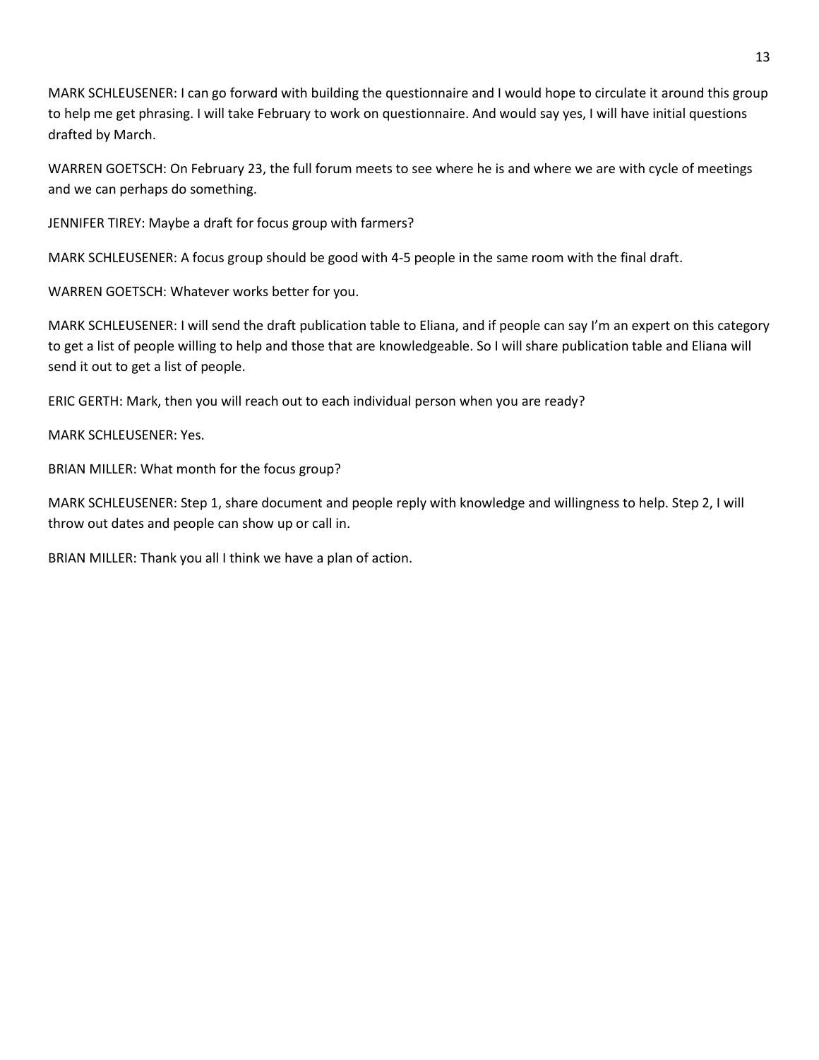MARK SCHLEUSENER: I can go forward with building the questionnaire and I would hope to circulate it around this group to help me get phrasing. I will take February to work on questionnaire. And would say yes, I will have initial questions drafted by March.

WARREN GOETSCH: On February 23, the full forum meets to see where he is and where we are with cycle of meetings and we can perhaps do something.

JENNIFER TIREY: Maybe a draft for focus group with farmers?

MARK SCHLEUSENER: A focus group should be good with 4-5 people in the same room with the final draft.

WARREN GOETSCH: Whatever works better for you.

MARK SCHLEUSENER: I will send the draft publication table to Eliana, and if people can say I'm an expert on this category to get a list of people willing to help and those that are knowledgeable. So I will share publication table and Eliana will send it out to get a list of people.

ERIC GERTH: Mark, then you will reach out to each individual person when you are ready?

MARK SCHLEUSENER: Yes.

BRIAN MILLER: What month for the focus group?

MARK SCHLEUSENER: Step 1, share document and people reply with knowledge and willingness to help. Step 2, I will throw out dates and people can show up or call in.

BRIAN MILLER: Thank you all I think we have a plan of action.